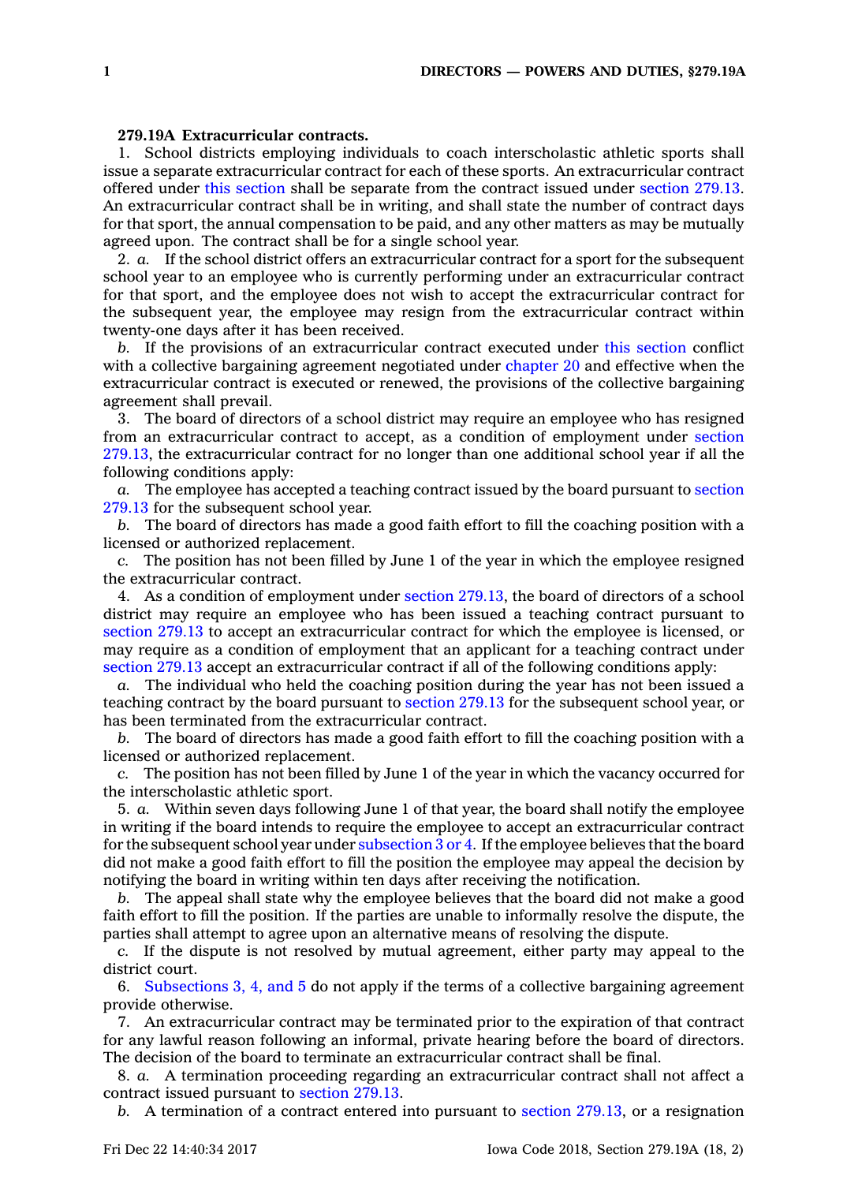**279.19A Extracurricular contracts.**

1. School districts employing individuals to coach interscholastic athletic sports shall issue a separate extracurricular contract for each of these sports. An extracurricular contract offered under this section shall be separate from the contract issued under section 279.13. An extracurricular contract shall be in writing, and shall state the number of contract days for that sport, the annual compensation to be paid, and any other matters as may be mutually agreed upon. The contract shall be for a single school year.

2. *a.* If the school district offers an extracurricular contract for a sport for the subsequent school year to an employee who is currently performing under an extracurricular contract for that sport, and the employee does not wish to accept the extracurricular contract for the subsequent year, the employee may resign from the extracurricular contract within twenty-one days after it has been received.

*b.* If the provisions of an extracurricular contract executed under this section conflict with a collective bargaining agreement negotiated under chapter 20 and effective when the extracurricular contract is executed or renewed, the provisions of the collective bargaining agreement shall prevail.

3. The board of directors of a school district may require an employee who has resigned from an extracurricular contract to accept, as a condition of employment under section 279.13, the extracurricular contract for no longer than one additional school year if all the following conditions apply:

*a.* The employee has accepted a teaching contract issued by the board pursuant to section 279.13 for the subsequent school year.

*b.* The board of directors has made a good faith effort to fill the coaching position with a licensed or authorized replacement.

*c.* The position has not been filled by June 1 of the year in which the employee resigned the extracurricular contract.

4. As a condition of employment under section 279.13, the board of directors of a school district may require an employee who has been issued a teaching contract pursuant to section 279.13 to accept an extracurricular contract for which the employee is licensed, or may require as a condition of employment that an applicant for a teaching contract under section 279.13 accept an extracurricular contract if all of the following conditions apply:

*a.* The individual who held the coaching position during the year has not been issued a teaching contract by the board pursuant to section 279.13 for the subsequent school year, or has been terminated from the extracurricular contract.

*b.* The board of directors has made a good faith effort to fill the coaching position with a licensed or authorized replacement.

*c.* The position has not been filled by June 1 of the year in which the vacancy occurred for the interscholastic athletic sport.

5. *a.* Within seven days following June 1 of that year, the board shall notify the employee in writing if the board intends to require the employee to accept an extracurricular contract for the subsequent school year under subsection 3 or 4. If the employee believes that the board did not make a good faith effort to fill the position the employee may appeal the decision by notifying the board in writing within ten days after receiving the notification.

*b.* The appeal shall state why the employee believes that the board did not make a good faith effort to fill the position. If the parties are unable to informally resolve the dispute, the parties shall attempt to agree upon an alternative means of resolving the dispute.

*c.* If the dispute is not resolved by mutual agreement, either party may appeal to the district court.

6. Subsections 3, 4, and 5 do not apply if the terms of a collective bargaining agreement provide otherwise.

7. An extracurricular contract may be terminated prior to the expiration of that contract for any lawful reason following an informal, private hearing before the board of directors. The decision of the board to terminate an extracurricular contract shall be final.

8. *a.* A termination proceeding regarding an extracurricular contract shall not affect a contract issued pursuant to section 279.13.

*b.* A termination of a contract entered into pursuant to section 279.13, or a resignation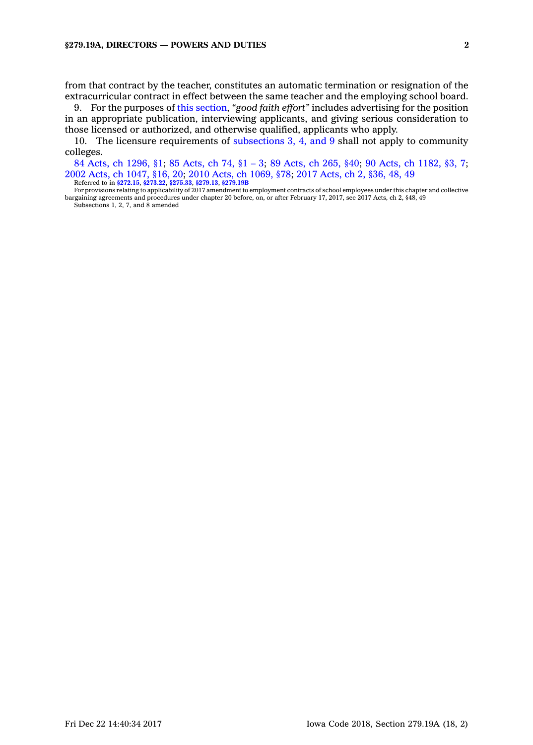from that contract by the teacher, constitutes an automatic termination or resignation of the extracurricular contract in effect between the same teacher and the employing school board.

9. For the purposes of this section, *"good faith effort"* includes advertising for the position in an appropriate publication, interviewing applicants, and giving serious consideration to those licensed or authorized, and otherwise qualified, applicants who apply.

10. The licensure requirements of subsections 3, 4, and 9 shall not apply to community colleges.

84 Acts, ch 1296, §1; 85 Acts, ch 74, §1 – 3; 89 Acts, ch 265, §40; 90 Acts, ch 1182, §3, 7; 2002 Acts, ch 1047, §16, 20; 2010 Acts, ch 1069, §78; 2017 Acts, ch 2, §36, 48, 49

Referred to in **§272.15**, **§273.22**, **§275.33**, **§279.13**, **§279.19B**

For provisions relating to applicability of 2017 amendment to employment contracts of school employees under this chapter and collective bargaining agreements and procedures under chapter 20 before, on, or after February 17, 2017, see 2017 Acts, ch 2, §48, 49

Subsections 1, 2, 7, and 8 amended